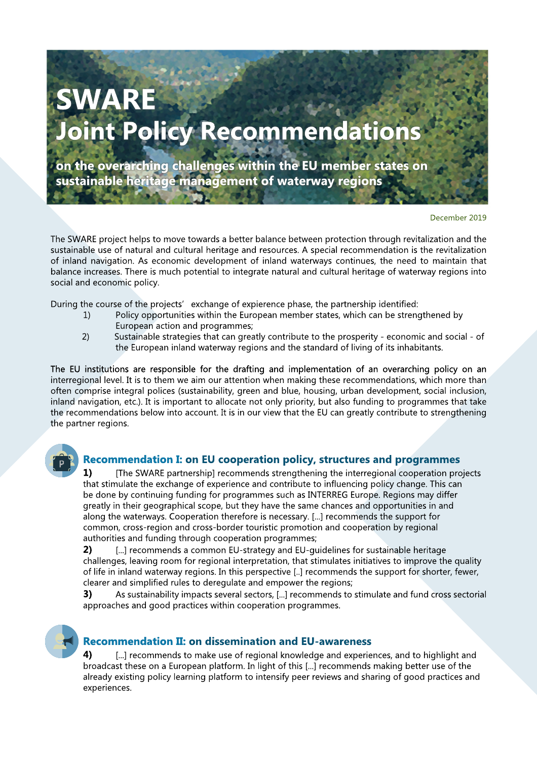# SWARE
# Joint Policy Recommendations

**on the overarching challenges within the EU member states on sustainable heritage management of waterway regions**

December 2019

The SWARE project helps to move towards a better balance between protection through revitalization and the sustainable use of natural and cultural heritage and resources. A special recommendation is the revitalization of inland navigation. As economic development of inland waterways continues, the need to maintain that balance increases. There is much potential to integrate natural and cultural heritage of waterway regions into social and economic policy.

During the course of the projects' exchange of expierence phase, the partnership identified:

1) Policy opportunities within the European member states, which can be strengthened by European action and programmes;
2) Sustainable strategies that can greatly contribute to the prosperity - economic and social - of the European inland waterway regions and the standard of living of its inhabitants.

The EU institutions are responsible for the drafting and implementation of an overarching policy on an interregional level. It is to them we aim our attention when making these recommendations, which more than often comprise integral polices (sustainability, green and blue, housing, urban development, social inclusion, inland navigation, etc.). It is important to allocate not only priority, but also funding to programmes that take the recommendations below into account. It is in our view that the EU can greatly contribute to strengthening the partner regions.

## Recommendation I: on EU cooperation policy, structures and programmes

**1)** [The SWARE partnership] recommends strengthening the interregional cooperation projects that stimulate the exchange of experience and contribute to influencing policy change. This can be done by continuing funding for programmes such as INTERREG Europe. Regions may differ greatly in their geographical scope, but they have the same chances and opportunities in and along the waterways. Cooperation therefore is necessary. [...] recommends the support for common, cross-region and cross-border touristic promotion and cooperation by regional authorities and funding through cooperation programmes;

**2)** [...] recommends a common EU-strategy and EU-guidelines for sustainable heritage challenges, leaving room for regional interpretation, that stimulates initiatives to improve the quality of life in inland waterway regions. In this perspective [..] recommends the support for shorter, fewer, clearer and simplified rules to deregulate and empower the regions;

**3)** As sustainability impacts several sectors, [...] recommends to stimulate and fund cross sectorial approaches and good practices within cooperation programmes.

## Recommendation II: on dissemination and EU-awareness

**4)** [...] recommends to make use of regional knowledge and experiences, and to highlight and broadcast these on a European platform. In light of this [...] recommends making better use of the already existing policy learning platform to intensify peer reviews and sharing of good practices and experiences.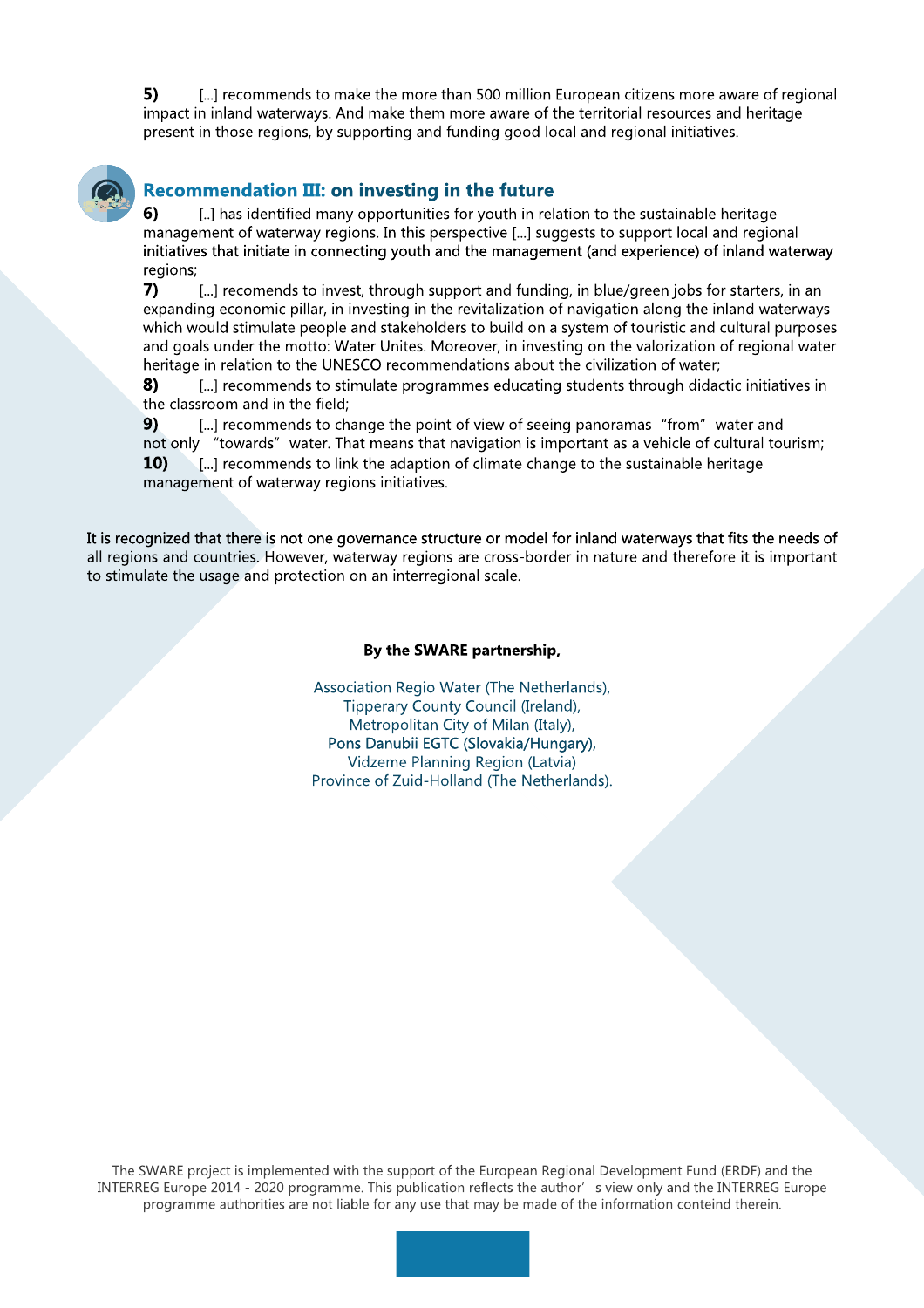**5)** [...] recommends to make the more than 500 million European citizens more aware of regional impact in inland waterways. And make them more aware of the territorial resources and heritage present in those regions, by supporting and funding good local and regional initiatives.

## Recommendation III: on investing in the future

**6)** [..] has identified many opportunities for youth in relation to the sustainable heritage management of waterway regions. In this perspective [...] suggests to support local and regional initiatives that initiate in connecting youth and the management (and experience) of inland waterway regions;

**7)** [...] recomends to invest, through support and funding, in blue/green jobs for starters, in an expanding economic pillar, in investing in the revitalization of navigation along the inland waterways which would stimulate people and stakeholders to build on a system of touristic and cultural purposes and goals under the motto: Water Unites. Moreover, in investing on the valorization of regional water heritage in relation to the UNESCO recommendations about the civilization of water;

**8)** [...] recommends to stimulate programmes educating students through didactic initiatives in the classroom and in the field;

**9)** [...] recommends to change the point of view of seeing panoramas "from" water and not only "towards" water. That means that navigation is important as a vehicle of cultural tourism;

**10)** [...] recommends to link the adaption of climate change to the sustainable heritage management of waterway regions initiatives.

It is recognized that there is not one governance structure or model for inland waterways that fits the needs of all regions and countries. However, waterway regions are cross-border in nature and therefore it is important to stimulate the usage and protection on an interregional scale.

**By the SWARE partnership,**

Association Regio Water (The Netherlands),
Tipperary County Council (Ireland),
Metropolitan City of Milan (Italy),
Pons Danubii EGTC (Slovakia/Hungary),
Vidzeme Planning Region (Latvia)
Province of Zuid-Holland (The Netherlands).

The SWARE project is implemented with the support of the European Regional Development Fund (ERDF) and the INTERREG Europe 2014 - 2020 programme. This publication reflects the author's view only and the INTERREG Europe programme authorities are not liable for any use that may be made of the information conteind therein.